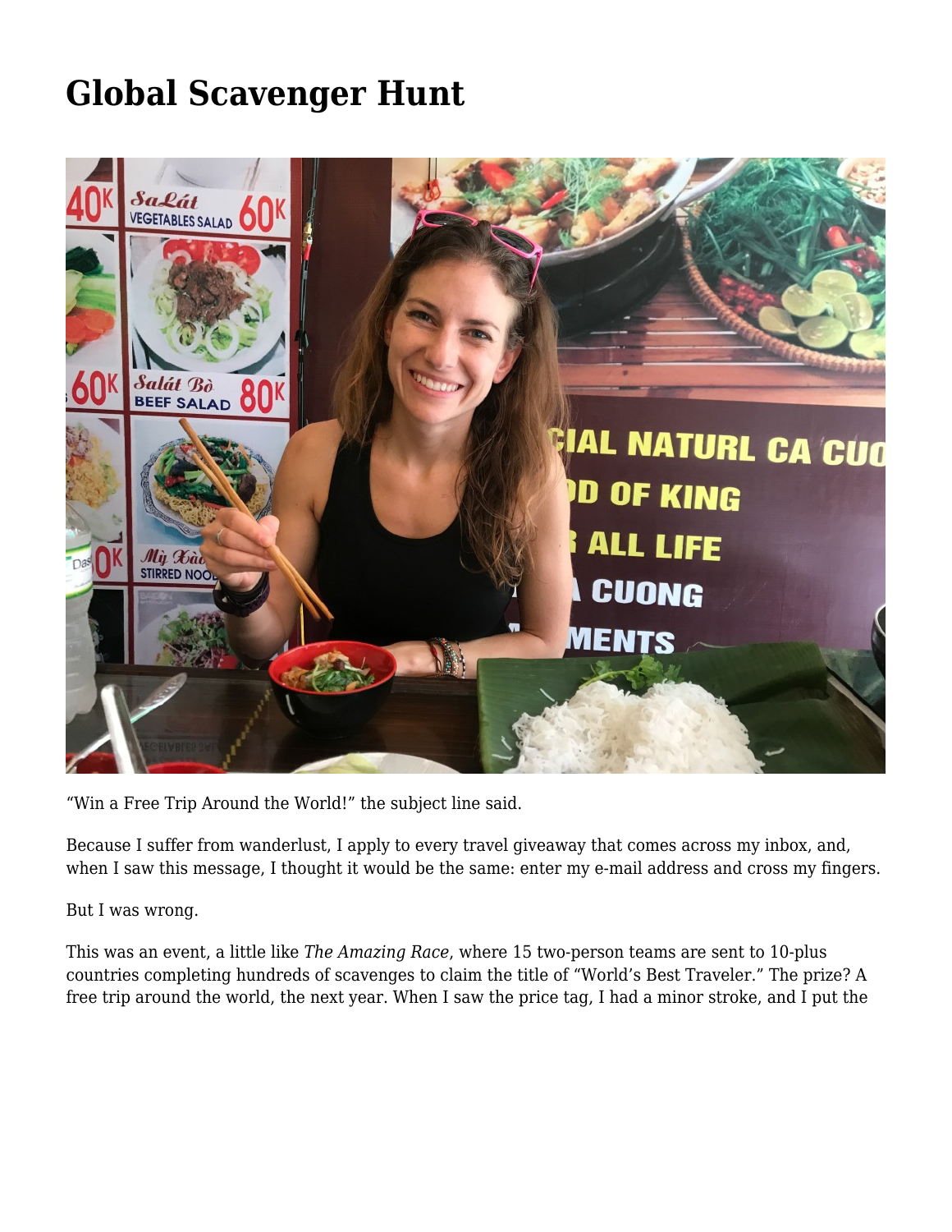# Global Scavenger Hunt

"Win a Free Trip Around the World!" the subject line said.

Because I suffer from wanderlust, I apply to every travel giveaway that comes across my inbox, and, when I saw this message, I thought it would be the same: enter my e-mail address and cross my fingers.

But I was wrong.

This was an event, a little like *The Amazing Race*, where 15 two-person teams are sent to 10-plus countries completing hundreds of scavenges to claim the title of "World's Best Traveler." The prize? A free trip around the world, the next year. When I saw the price tag, I had a minor stroke, and I put the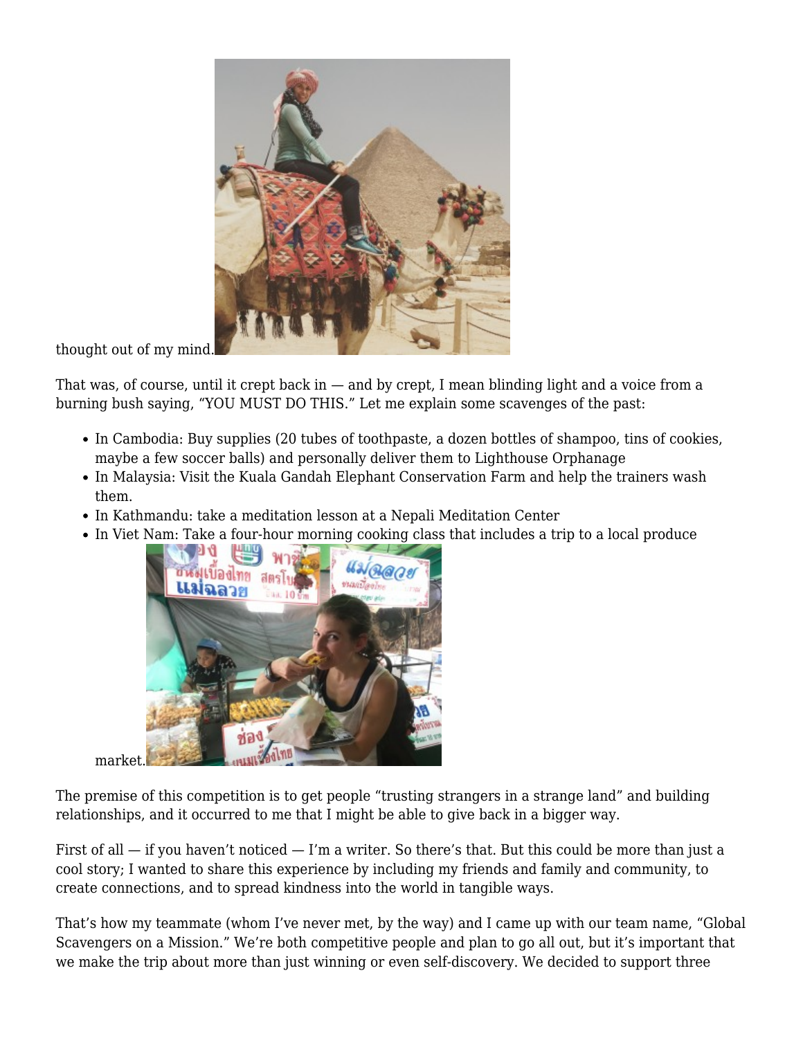thought out of my mind.

That was, of course, until it crept back in — and by crept, I mean blinding light and a voice from a burning bush saying, "YOU MUST DO THIS." Let me explain some scavenges of the past:

- In Cambodia: Buy supplies (20 tubes of toothpaste, a dozen bottles of shampoo, tins of cookies, maybe a few soccer balls) and personally deliver them to Lighthouse Orphanage
- In Malaysia: Visit the Kuala Gandah Elephant Conservation Farm and help the trainers wash them.
- In Kathmandu: take a meditation lesson at a Nepali Meditation Center
- In Viet Nam: Take a four-hour morning cooking class that includes a trip to a local produce market.

The premise of this competition is to get people "trusting strangers in a strange land" and building relationships, and it occurred to me that I might be able to give back in a bigger way.

First of all — if you haven't noticed — I'm a writer. So there's that. But this could be more than just a cool story; I wanted to share this experience by including my friends and family and community, to create connections, and to spread kindness into the world in tangible ways.

That's how my teammate (whom I've never met, by the way) and I came up with our team name, "Global Scavengers on a Mission." We're both competitive people and plan to go all out, but it's important that we make the trip about more than just winning or even self-discovery. We decided to support three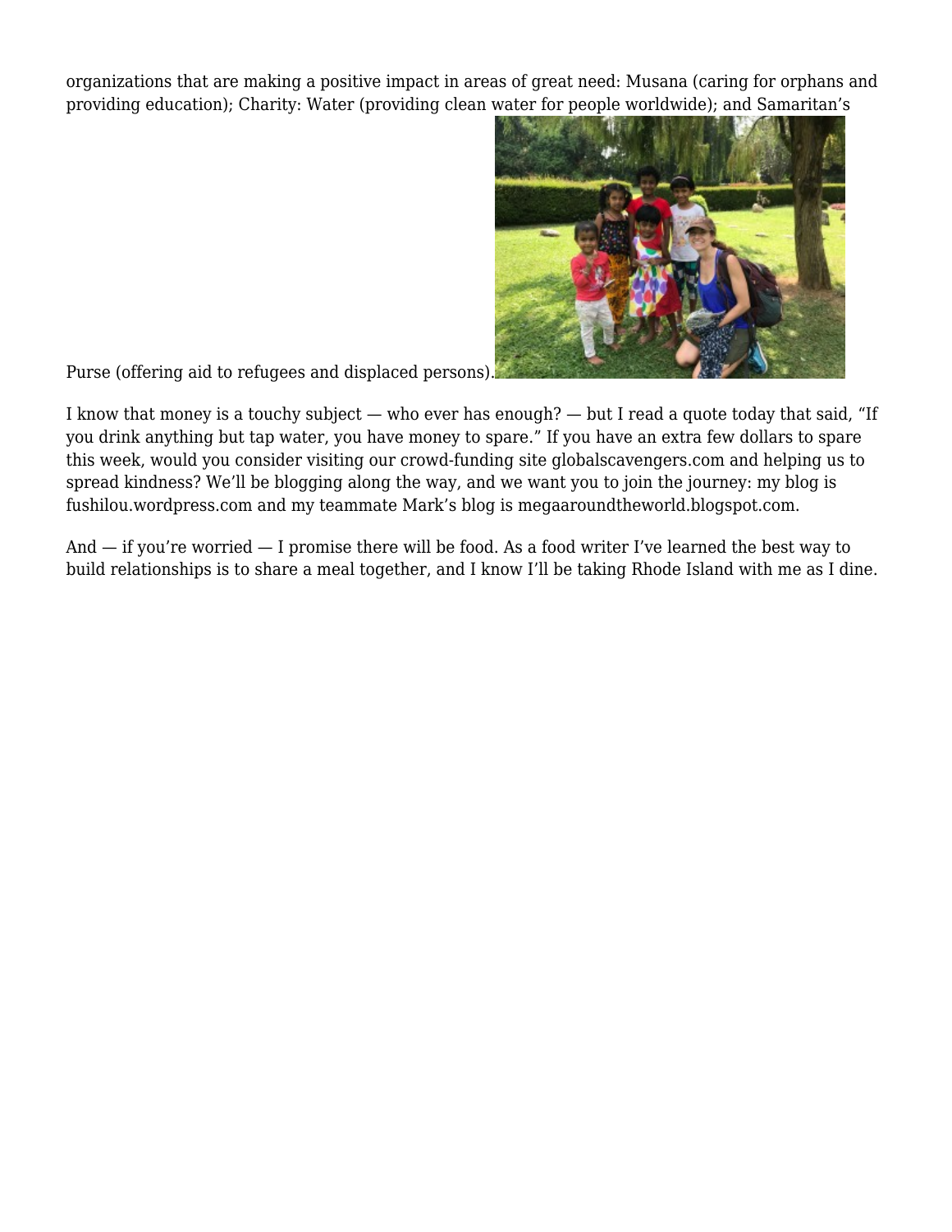organizations that are making a positive impact in areas of great need: Musana (caring for orphans and providing education); Charity: Water (providing clean water for people worldwide); and Samaritan's Purse (offering aid to refugees and displaced persons).

I know that money is a touchy subject — who ever has enough? — but I read a quote today that said, "If you drink anything but tap water, you have money to spare." If you have an extra few dollars to spare this week, would you consider visiting our crowd-funding site globalscavengers.com and helping us to spread kindness? We'll be blogging along the way, and we want you to join the journey: my blog is fushilou.wordpress.com and my teammate Mark's blog is megaaroundtheworld.blogspot.com.

And — if you're worried — I promise there will be food. As a food writer I've learned the best way to build relationships is to share a meal together, and I know I'll be taking Rhode Island with me as I dine.